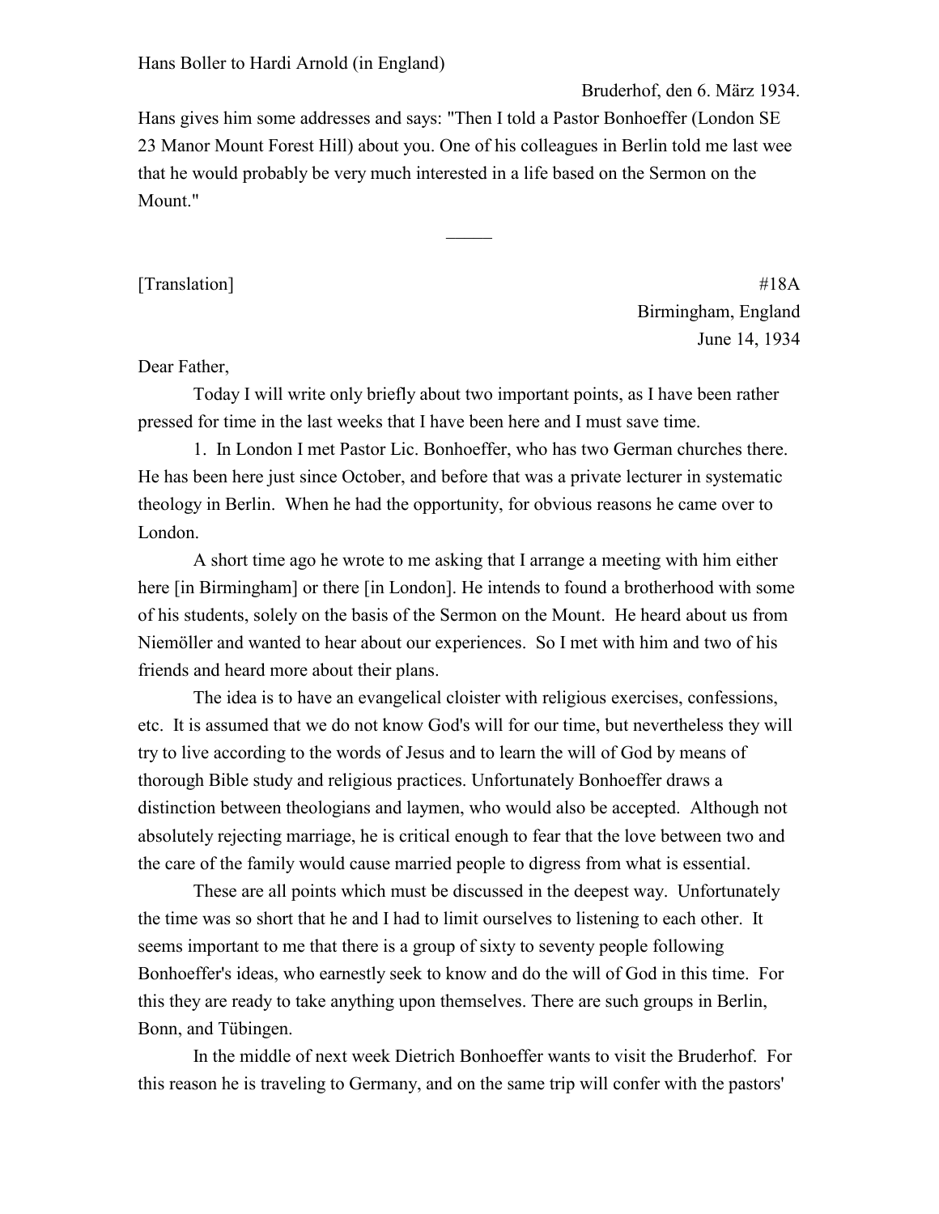Hans Boller to Hardi Arnold (in England)

Bruderhof, den 6. März 1934.

Hans gives him some addresses and says: "Then I told a Pastor Bonhoeffer (London SE 23 Manor Mount Forest Hill) about you. One of his colleagues in Berlin told me last wee that he would probably be very much interested in a life based on the Sermon on the Mount."

---

[Translation] #18A

Birmingham, England
June 14, 1934

Dear Father,

Today I will write only briefly about two important points, as I have been rather pressed for time in the last weeks that I have been here and I must save time.

1. In London I met Pastor Lic. Bonhoeffer, who has two German churches there. He has been here just since October, and before that was a private lecturer in systematic theology in Berlin. When he had the opportunity, for obvious reasons he came over to London.

A short time ago he wrote to me asking that I arrange a meeting with him either here [in Birmingham] or there [in London]. He intends to found a brotherhood with some of his students, solely on the basis of the Sermon on the Mount. He heard about us from Niemöller and wanted to hear about our experiences. So I met with him and two of his friends and heard more about their plans.

The idea is to have an evangelical cloister with religious exercises, confessions, etc. It is assumed that we do not know God's will for our time, but nevertheless they will try to live according to the words of Jesus and to learn the will of God by means of thorough Bible study and religious practices. Unfortunately Bonhoeffer draws a distinction between theologians and laymen, who would also be accepted. Although not absolutely rejecting marriage, he is critical enough to fear that the love between two and the care of the family would cause married people to digress from what is essential.

These are all points which must be discussed in the deepest way. Unfortunately the time was so short that he and I had to limit ourselves to listening to each other. It seems important to me that there is a group of sixty to seventy people following Bonhoeffer's ideas, who earnestly seek to know and do the will of God in this time. For this they are ready to take anything upon themselves. There are such groups in Berlin, Bonn, and Tübingen.

In the middle of next week Dietrich Bonhoeffer wants to visit the Bruderhof. For this reason he is traveling to Germany, and on the same trip will confer with the pastors'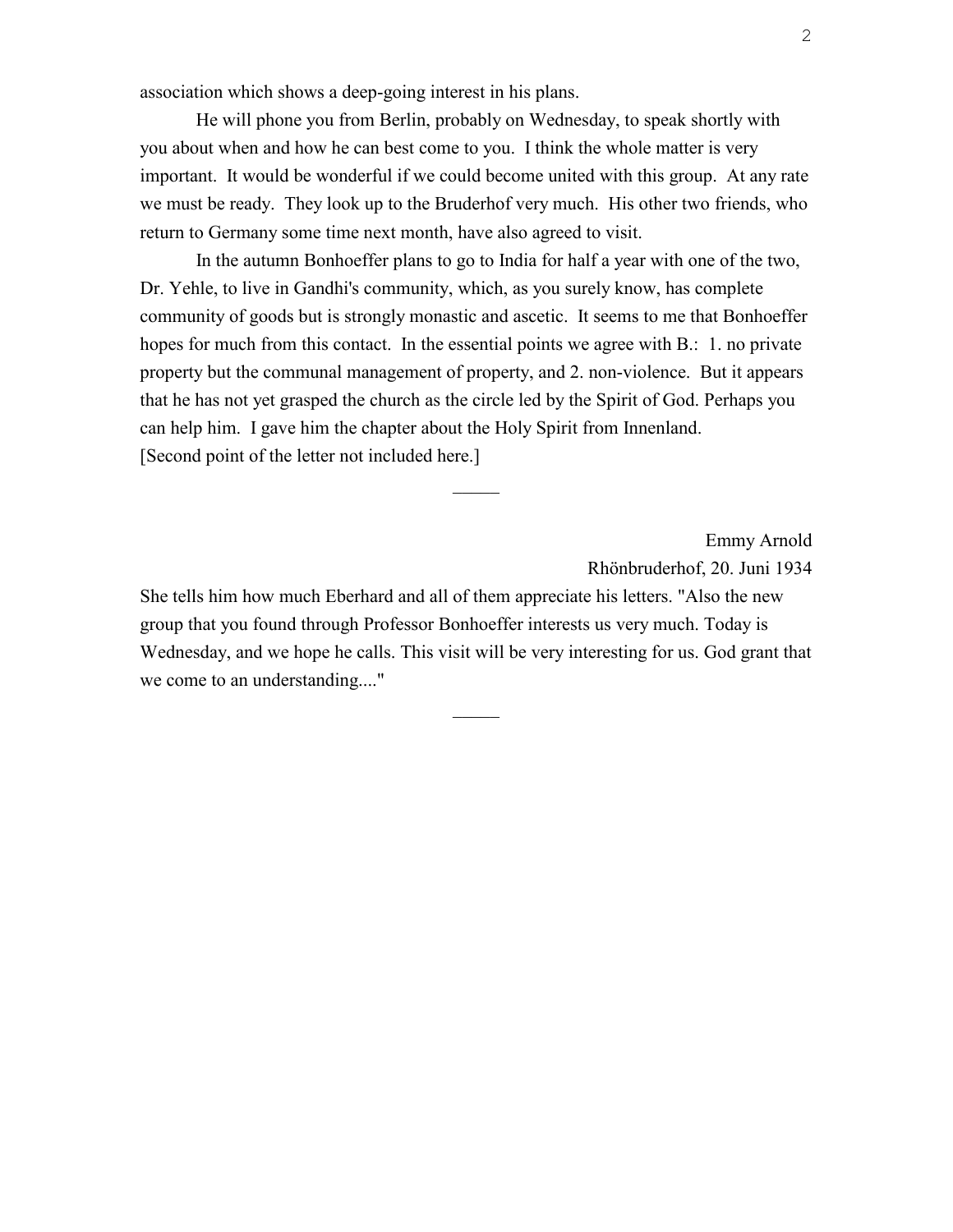association which shows a deep-going interest in his plans.

He will phone you from Berlin, probably on Wednesday, to speak shortly with you about when and how he can best come to you. I think the whole matter is very important. It would be wonderful if we could become united with this group. At any rate we must be ready. They look up to the Bruderhof very much. His other two friends, who return to Germany some time next month, have also agreed to visit.

In the autumn Bonhoeffer plans to go to India for half a year with one of the two, Dr. Yehle, to live in Gandhi's community, which, as you surely know, has complete community of goods but is strongly monastic and ascetic. It seems to me that Bonhoeffer hopes for much from this contact. In the essential points we agree with B.: 1. no private property but the communal management of property, and 2. non-violence. But it appears that he has not yet grasped the church as the circle led by the Spirit of God. Perhaps you can help him. I gave him the chapter about the Holy Spirit from Innenland.
[Second point of the letter not included here.]

———

Emmy Arnold
Rhönbruderhof, 20. Juni 1934

She tells him how much Eberhard and all of them appreciate his letters. "Also the new group that you found through Professor Bonhoeffer interests us very much. Today is Wednesday, and we hope he calls. This visit will be very interesting for us. God grant that we come to an understanding...."

———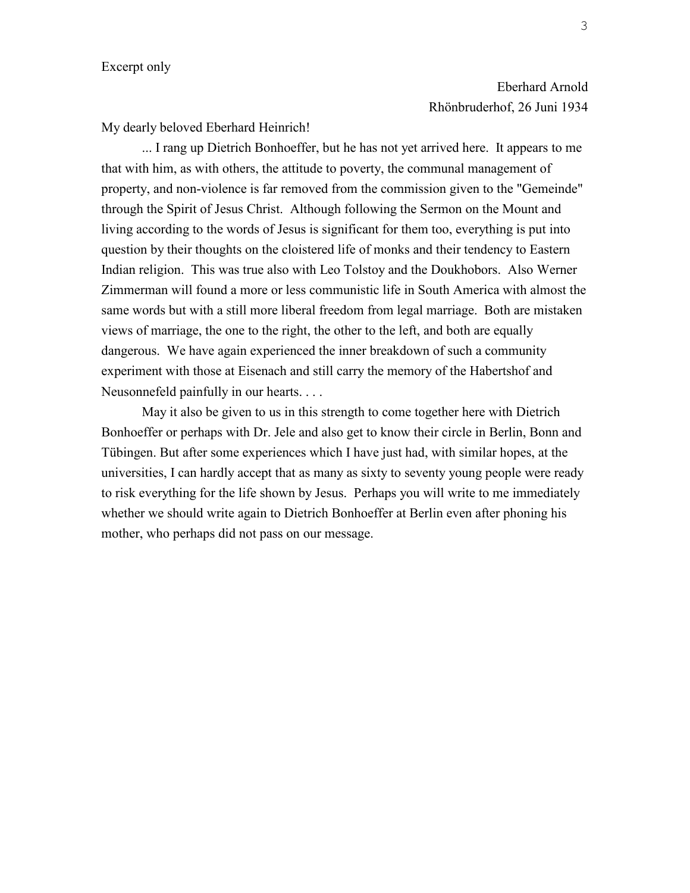Excerpt only

Eberhard Arnold
Rhönbruderhof, 26 Juni 1934

My dearly beloved Eberhard Heinrich!

... I rang up Dietrich Bonhoeffer, but he has not yet arrived here. It appears to me that with him, as with others, the attitude to poverty, the communal management of property, and non-violence is far removed from the commission given to the "Gemeinde" through the Spirit of Jesus Christ. Although following the Sermon on the Mount and living according to the words of Jesus is significant for them too, everything is put into question by their thoughts on the cloistered life of monks and their tendency to Eastern Indian religion. This was true also with Leo Tolstoy and the Doukhobors. Also Werner Zimmerman will found a more or less communistic life in South America with almost the same words but with a still more liberal freedom from legal marriage. Both are mistaken views of marriage, the one to the right, the other to the left, and both are equally dangerous. We have again experienced the inner breakdown of such a community experiment with those at Eisenach and still carry the memory of the Habertshof and Neusonnefeld painfully in our hearts. . . .

May it also be given to us in this strength to come together here with Dietrich Bonhoeffer or perhaps with Dr. Jele and also get to know their circle in Berlin, Bonn and Tübingen. But after some experiences which I have just had, with similar hopes, at the universities, I can hardly accept that as many as sixty to seventy young people were ready to risk everything for the life shown by Jesus. Perhaps you will write to me immediately whether we should write again to Dietrich Bonhoeffer at Berlin even after phoning his mother, who perhaps did not pass on our message.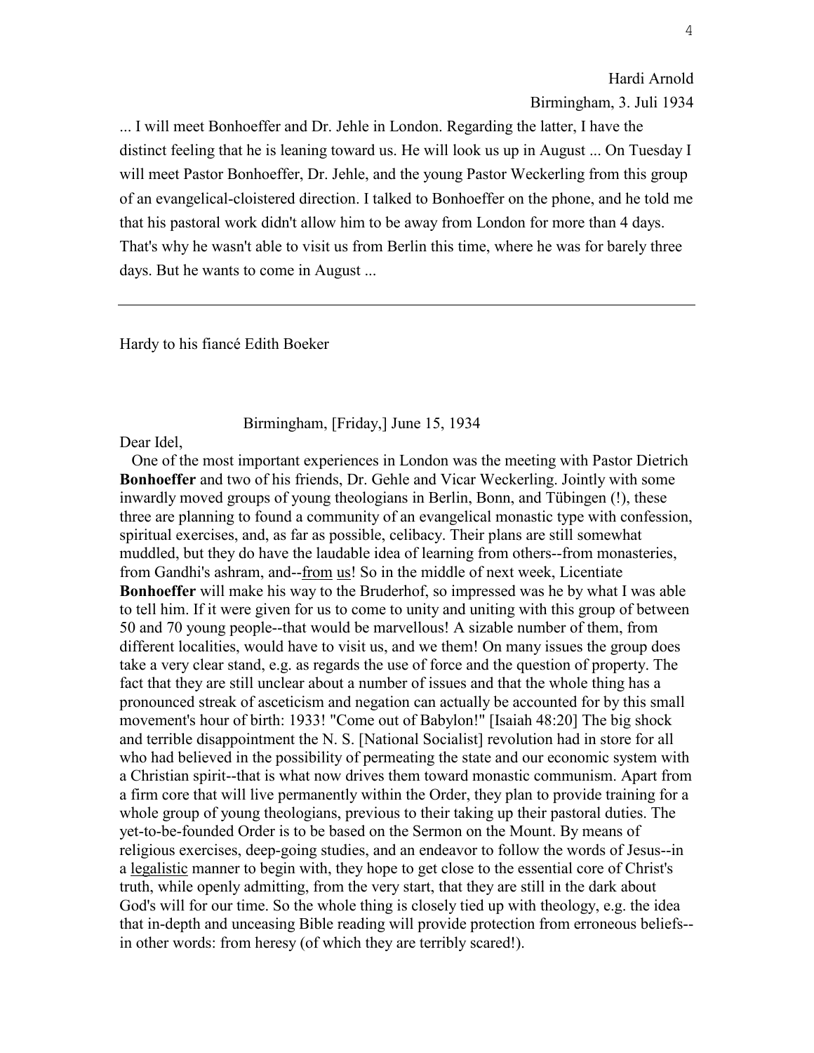Hardi Arnold

Birmingham, 3. Juli 1934

... I will meet Bonhoeffer and Dr. Jehle in London. Regarding the latter, I have the distinct feeling that he is leaning toward us. He will look us up in August ... On Tuesday I will meet Pastor Bonhoeffer, Dr. Jehle, and the young Pastor Weckerling from this group of an evangelical-cloistered direction. I talked to Bonhoeffer on the phone, and he told me that his pastoral work didn't allow him to be away from London for more than 4 days. That's why he wasn't able to visit us from Berlin this time, where he was for barely three days. But he wants to come in August ...

---

Hardy to his fiancé Edith Boeker

Birmingham, [Friday,] June 15, 1934

Dear Idel,

One of the most important experiences in London was the meeting with Pastor Dietrich **Bonhoeffer** and two of his friends, Dr. Gehle and Vicar Weckerling. Jointly with some inwardly moved groups of young theologians in Berlin, Bonn, and Tübingen (!), these three are planning to found a community of an evangelical monastic type with confession, spiritual exercises, and, as far as possible, celibacy. Their plans are still somewhat muddled, but they do have the laudable idea of learning from others--from monasteries, from Gandhi's ashram, and--<u>from</u> <u>us</u>! So in the middle of next week, Licentiate **Bonhoeffer** will make his way to the Bruderhof, so impressed was he by what I was able to tell him. If it were given for us to come to unity and uniting with this group of between 50 and 70 young people--that would be marvellous! A sizable number of them, from different localities, would have to visit us, and we them! On many issues the group does take a very clear stand, e.g. as regards the use of force and the question of property. The fact that they are still unclear about a number of issues and that the whole thing has a pronounced streak of asceticism and negation can actually be accounted for by this small movement's hour of birth: 1933! "Come out of Babylon!" [Isaiah 48:20] The big shock and terrible disappointment the N. S. [National Socialist] revolution had in store for all who had believed in the possibility of permeating the state and our economic system with a Christian spirit--that is what now drives them toward monastic communism. Apart from a firm core that will live permanently within the Order, they plan to provide training for a whole group of young theologians, previous to their taking up their pastoral duties. The yet-to-be-founded Order is to be based on the Sermon on the Mount. By means of religious exercises, deep-going studies, and an endeavor to follow the words of Jesus--in a <u>legalistic</u> manner to begin with, they hope to get close to the essential core of Christ's truth, while openly admitting, from the very start, that they are still in the dark about God's will for our time. So the whole thing is closely tied up with theology, e.g. the idea that in-depth and unceasing Bible reading will provide protection from erroneous beliefs--in other words: from heresy (of which they are terribly scared!).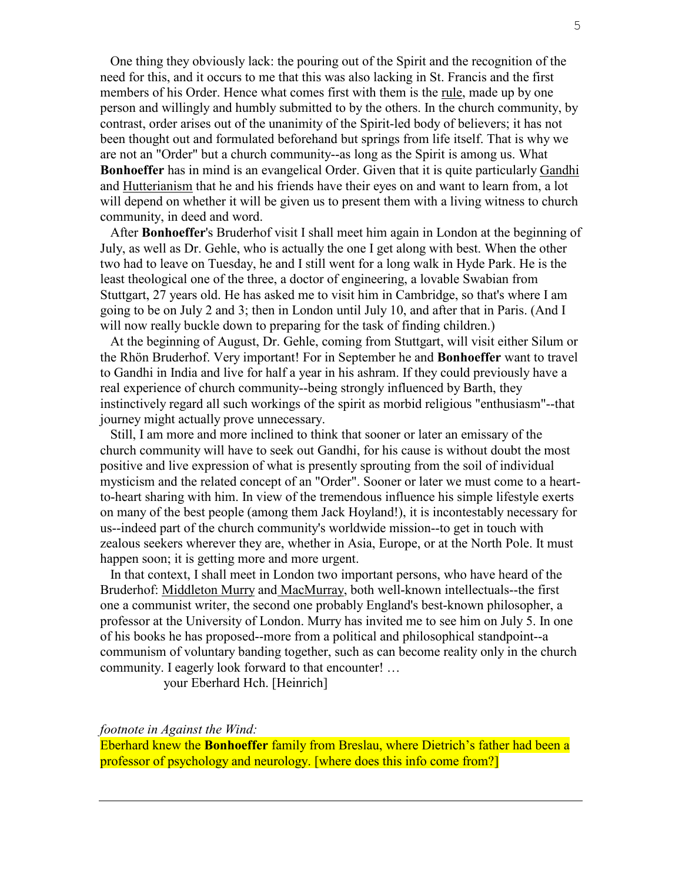One thing they obviously lack: the pouring out of the Spirit and the recognition of the need for this, and it occurs to me that this was also lacking in St. Francis and the first members of his Order. Hence what comes first with them is the rule, made up by one person and willingly and humbly submitted to by the others. In the church community, by contrast, order arises out of the unanimity of the Spirit-led body of believers; it has not been thought out and formulated beforehand but springs from life itself. That is why we are not an "Order" but a church community--as long as the Spirit is among us. What **Bonhoeffer** has in mind is an evangelical Order. Given that it is quite particularly Gandhi and Hutterianism that he and his friends have their eyes on and want to learn from, a lot will depend on whether it will be given us to present them with a living witness to church community, in deed and word.

After **Bonhoeffer**'s Bruderhof visit I shall meet him again in London at the beginning of July, as well as Dr. Gehle, who is actually the one I get along with best. When the other two had to leave on Tuesday, he and I still went for a long walk in Hyde Park. He is the least theological one of the three, a doctor of engineering, a lovable Swabian from Stuttgart, 27 years old. He has asked me to visit him in Cambridge, so that's where I am going to be on July 2 and 3; then in London until July 10, and after that in Paris. (And I will now really buckle down to preparing for the task of finding children.)

At the beginning of August, Dr. Gehle, coming from Stuttgart, will visit either Silum or the Rhön Bruderhof. Very important! For in September he and **Bonhoeffer** want to travel to Gandhi in India and live for half a year in his ashram. If they could previously have a real experience of church community--being strongly influenced by Barth, they instinctively regard all such workings of the spirit as morbid religious "enthusiasm"--that journey might actually prove unnecessary.

Still, I am more and more inclined to think that sooner or later an emissary of the church community will have to seek out Gandhi, for his cause is without doubt the most positive and live expression of what is presently sprouting from the soil of individual mysticism and the related concept of an "Order". Sooner or later we must come to a heart-to-heart sharing with him. In view of the tremendous influence his simple lifestyle exerts on many of the best people (among them Jack Hoyland!), it is incontestably necessary for us--indeed part of the church community's worldwide mission--to get in touch with zealous seekers wherever they are, whether in Asia, Europe, or at the North Pole. It must happen soon; it is getting more and more urgent.

In that context, I shall meet in London two important persons, who have heard of the Bruderhof: Middleton Murry and MacMurray, both well-known intellectuals--the first one a communist writer, the second one probably England's best-known philosopher, a professor at the University of London. Murry has invited me to see him on July 5. In one of his books he has proposed--more from a political and philosophical standpoint--a communism of voluntary banding together, such as can become reality only in the church community. I eagerly look forward to that encounter! …

your Eberhard Hch. [Heinrich]

*footnote in Against the Wind:*

Eberhard knew the **Bonhoeffer** family from Breslau, where Dietrich's father had been a professor of psychology and neurology. [where does this info come from?]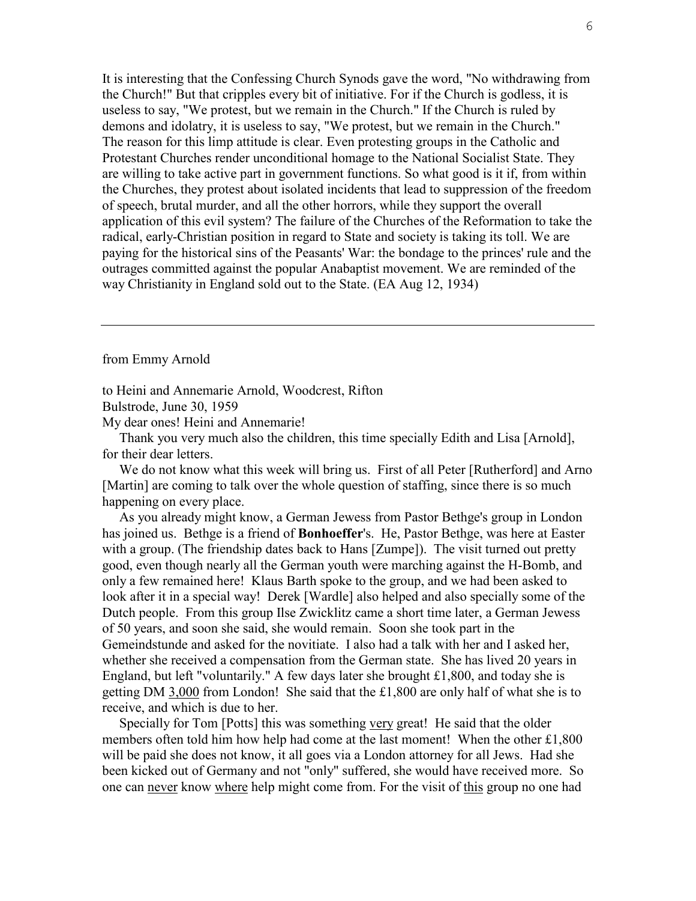It is interesting that the Confessing Church Synods gave the word, "No withdrawing from the Church!" But that cripples every bit of initiative. For if the Church is godless, it is useless to say, "We protest, but we remain in the Church." If the Church is ruled by demons and idolatry, it is useless to say, "We protest, but we remain in the Church." The reason for this limp attitude is clear. Even protesting groups in the Catholic and Protestant Churches render unconditional homage to the National Socialist State. They are willing to take active part in government functions. So what good is it if, from within the Churches, they protest about isolated incidents that lead to suppression of the freedom of speech, brutal murder, and all the other horrors, while they support the overall application of this evil system? The failure of the Churches of the Reformation to take the radical, early-Christian position in regard to State and society is taking its toll. We are paying for the historical sins of the Peasants' War: the bondage to the princes' rule and the outrages committed against the popular Anabaptist movement. We are reminded of the way Christianity in England sold out to the State. (EA Aug 12, 1934)

---

from Emmy Arnold

to Heini and Annemarie Arnold, Woodcrest, Rifton
Bulstrode, June 30, 1959
My dear ones! Heini and Annemarie!

Thank you very much also the children, this time specially Edith and Lisa [Arnold], for their dear letters.

We do not know what this week will bring us. First of all Peter [Rutherford] and Arno [Martin] are coming to talk over the whole question of staffing, since there is so much happening on every place.

As you already might know, a German Jewess from Pastor Bethge's group in London has joined us. Bethge is a friend of **Bonhoeffer**'s. He, Pastor Bethge, was here at Easter with a group. (The friendship dates back to Hans [Zumpe]). The visit turned out pretty good, even though nearly all the German youth were marching against the H-Bomb, and only a few remained here! Klaus Barth spoke to the group, and we had been asked to look after it in a special way! Derek [Wardle] also helped and also specially some of the Dutch people. From this group Ilse Zwicklitz came a short time later, a German Jewess of 50 years, and soon she said, she would remain. Soon she took part in the Gemeindstunde and asked for the novitiate. I also had a talk with her and I asked her, whether she received a compensation from the German state. She has lived 20 years in England, but left "voluntarily." A few days later she brought £1,800, and today she is getting DM <u>3,000</u> from London! She said that the £1,800 are only half of what she is to receive, and which is due to her.

Specially for Tom [Potts] this was something <u>very</u> great! He said that the older members often told him how help had come at the last moment! When the other £1,800 will be paid she does not know, it all goes via a London attorney for all Jews. Had she been kicked out of Germany and not "only" suffered, she would have received more. So one can <u>never</u> know <u>where</u> help might come from. For the visit of <u>this</u> group no one had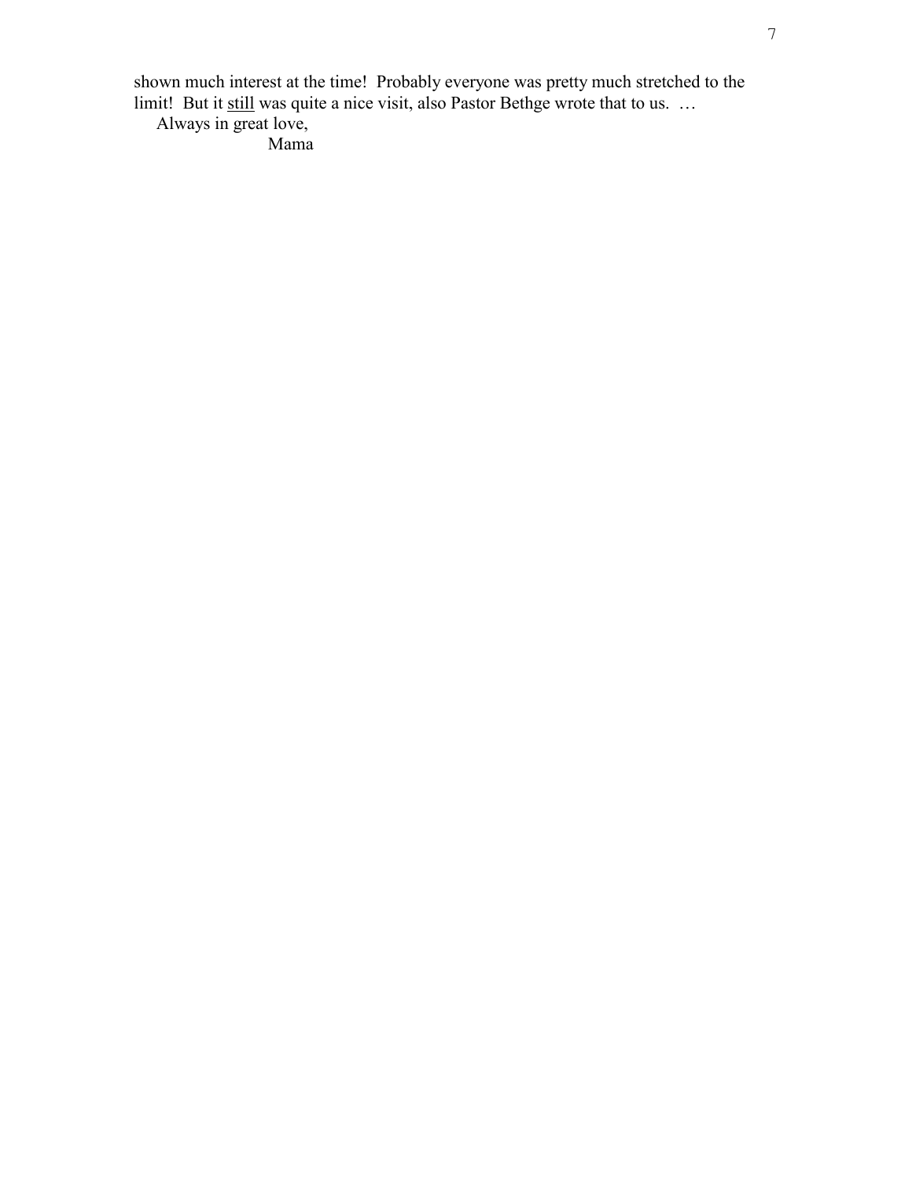shown much interest at the time! Probably everyone was pretty much stretched to the limit! But it <u>still</u> was quite a nice visit, also Pastor Bethge wrote that to us. …

Always in great love,

Mama